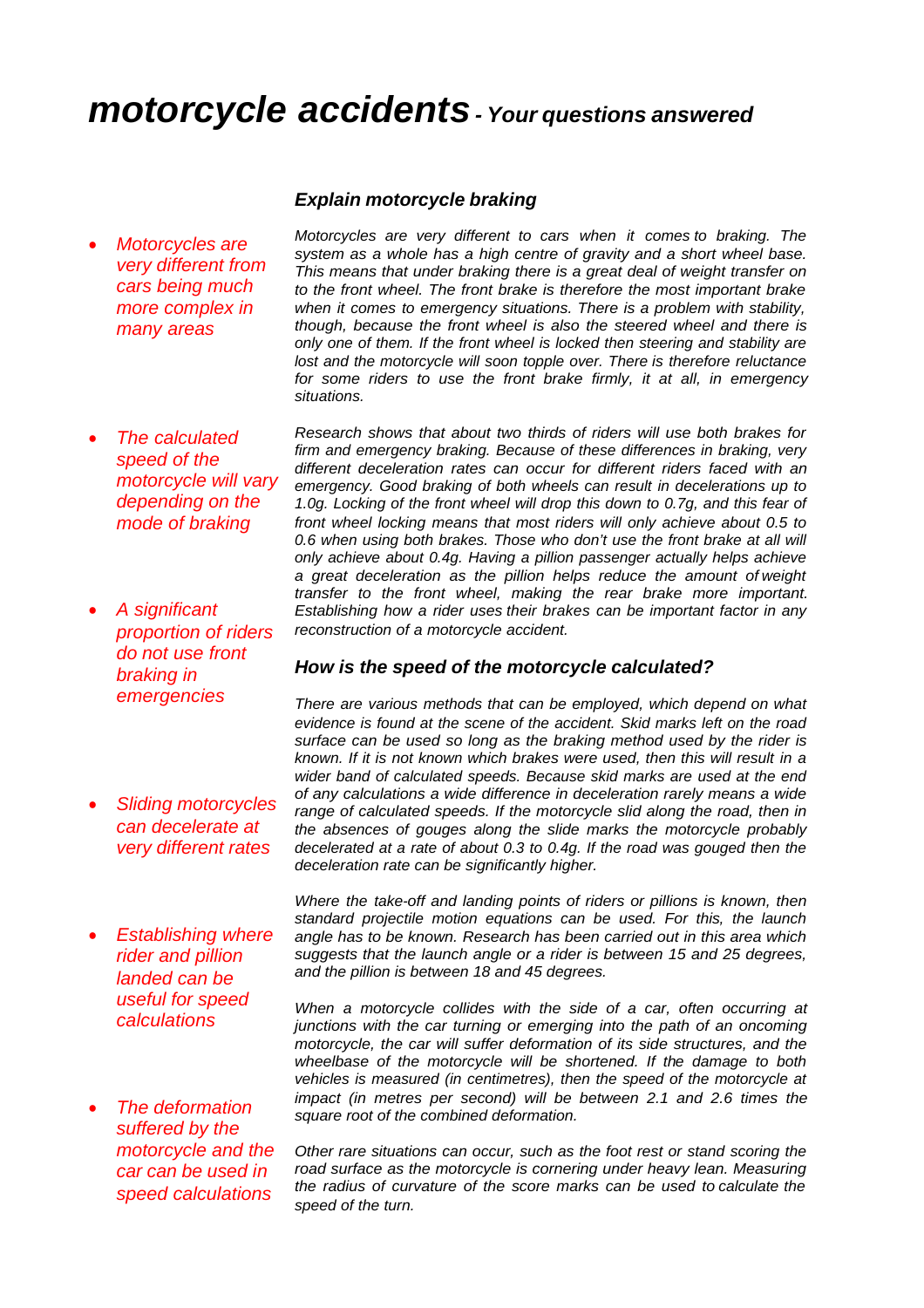# *motorcycle accidents - Your questions answered*

## *Explain motorcycle braking*

- *Motorcycles are very different from cars being much more complex in many areas*

*Motorcycles are very different to cars when it comes to braking. The system as a whole has a high centre of gravity and a short wheel base. This means that under braking there is a great deal of weight transfer on to the front wheel. The front brake is therefore the most important brake when it comes to emergency situations. There is a problem with stability, though, because the front wheel is also the steered wheel and there is only one of them. If the front wheel is locked then steering and stability are lost and the motorcycle will soon topple over. There is therefore reluctance for some riders to use the front brake firmly, it at all, in emergency situations.*

- *The calculated speed of the motorcycle will vary depending on the mode of braking*
- *A significant proportion of riders do not use front braking in emergencies*

*Research shows that about two thirds of riders will use both brakes for firm and emergency braking. Because of these differences in braking, very different deceleration rates can occur for different riders faced with an emergency. Good braking of both wheels can result in decelerations up to 1.0g. Locking of the front wheel will drop this down to 0.7g, and this fear of front wheel locking means that most riders will only achieve about 0.5 to 0.6 when using both brakes. Those who don't use the front brake at all will only achieve about 0.4g. Having a pillion passenger actually helps achieve a great deceleration as the pillion helps reduce the amount of weight transfer to the front wheel, making the rear brake more important. Establishing how a rider uses their brakes can be important factor in any reconstruction of a motorcycle accident.*

## *How is the speed of the motorcycle calculated?*

- *Sliding motorcycles can decelerate at very different rates*

*There are various methods that can be employed, which depend on what evidence is found at the scene of the accident. Skid marks left on the road surface can be used so long as the braking method used by the rider is known. If it is not known which brakes were used, then this will result in a wider band of calculated speeds. Because skid marks are used at the end of any calculations a wide difference in deceleration rarely means a wide range of calculated speeds. If the motorcycle slid along the road, then in the absences of gouges along the slide marks the motorcycle probably decelerated at a rate of about 0.3 to 0.4g. If the road was gouged then the deceleration rate can be significantly higher.*

- *Establishing where rider and pillion landed can be useful for speed calculations*

*Where the take-off and landing points of riders or pillions is known, then standard projectile motion equations can be used. For this, the launch angle has to be known. Research has been carried out in this area which suggests that the launch angle or a rider is between 15 and 25 degrees, and the pillion is between 18 and 45 degrees.*

- *The deformation suffered by the motorcycle and the car can be used in speed calculations*

*When a motorcycle collides with the side of a car, often occurring at junctions with the car turning or emerging into the path of an oncoming motorcycle, the car will suffer deformation of its side structures, and the wheelbase of the motorcycle will be shortened. If the damage to both vehicles is measured (in centimetres), then the speed of the motorcycle at impact (in metres per second) will be between 2.1 and 2.6 times the square root of the combined deformation.*

*Other rare situations can occur, such as the foot rest or stand scoring the road surface as the motorcycle is cornering under heavy lean. Measuring the radius of curvature of the score marks can be used to calculate the speed of the turn.*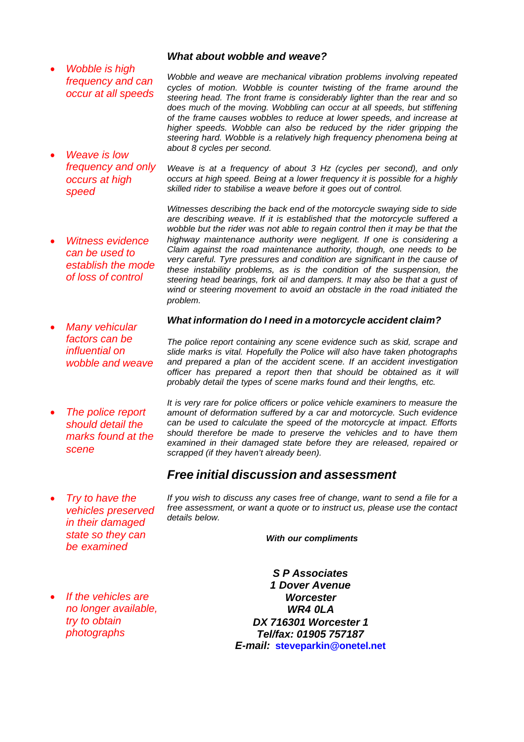### *What about wobble and weave?*

- *Wobble is high frequency and can occur at all speeds*

*Wobble and weave are mechanical vibration problems involving repeated cycles of motion. Wobble is counter twisting of the frame around the steering head. The front frame is considerably lighter than the rear and so does much of the moving. Wobbling can occur at all speeds, but stiffening of the frame causes wobbles to reduce at lower speeds, and increase at higher speeds. Wobble can also be reduced by the rider gripping the steering hard. Wobble is a relatively high frequency phenomena being at about 8 cycles per second.*

- *Weave is low frequency and only occurs at high speed*

*Weave is at a frequency of about 3 Hz (cycles per second), and only occurs at high speed. Being at a lower frequency it is possible for a highly skilled rider to stabilise a weave before it goes out of control.*

- *Witness evidence can be used to establish the mode of loss of control*

*Witnesses describing the back end of the motorcycle swaying side to side are describing weave. If it is established that the motorcycle suffered a wobble but the rider was not able to regain control then it may be that the highway maintenance authority were negligent. If one is considering a Claim against the road maintenance authority, though, one needs to be very careful. Tyre pressures and condition are significant in the cause of these instability problems, as is the condition of the suspension, the steering head bearings, fork oil and dampers. It may also be that a gust of wind or steering movement to avoid an obstacle in the road initiated the problem.*

- *Many vehicular factors can be influential on wobble and weave*

### *What information do I need in a motorcycle accident claim?*

*The police report containing any scene evidence such as skid, scrape and slide marks is vital. Hopefully the Police will also have taken photographs and prepared a plan of the accident scene. If an accident investigation officer has prepared a report then that should be obtained as it will probably detail the types of scene marks found and their lengths, etc.*

- *The police report should detail the marks found at the scene*

*It is very rare for police officers or police vehicle examiners to measure the amount of deformation suffered by a car and motorcycle. Such evidence can be used to calculate the speed of the motorcycle at impact. Efforts should therefore be made to preserve the vehicles and to have them examined in their damaged state before they are released, repaired or scrapped (if they haven't already been).*

- *Try to have the vehicles preserved in their damaged state so they can be examined*

## *Free initial discussion and assessment*

*If you wish to discuss any cases free of change, want to send a file for a free assessment, or want a quote or to instruct us, please use the contact details below.*

***With our compliments***

- *If the vehicles are no longer available, try to obtain photographs*

***S P Associates***
***1 Dover Avenue***
***Worcester***
***WR4 0LA***
***DX 716301 Worcester 1***
***Tel/fax: 01905 757187***
***E-mail:*** **steveparkin@onetel.net**